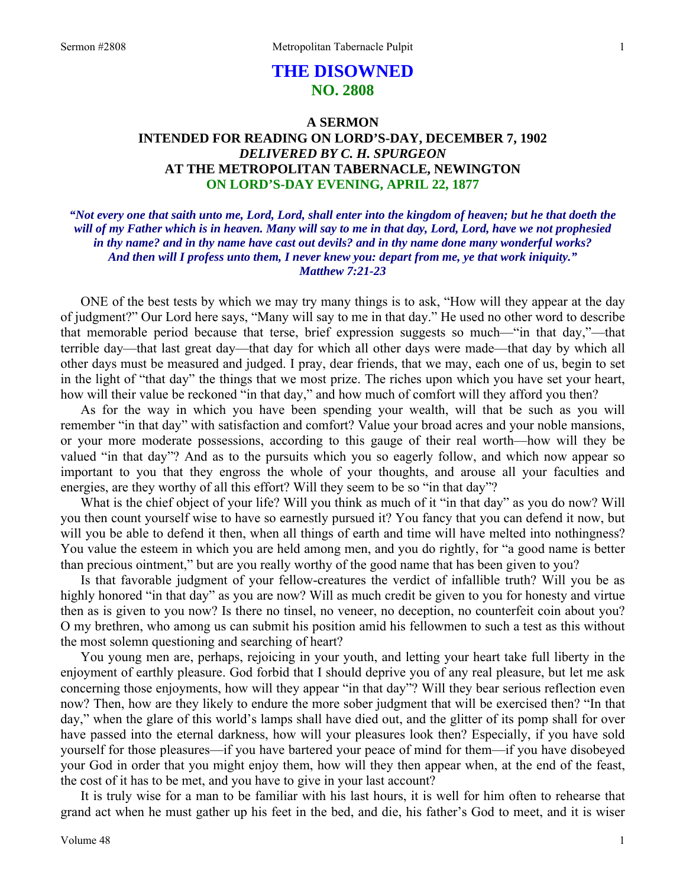# THE DISOWNED
## NO. 2808

### A SERMON
### INTENDED FOR READING ON LORD'S-DAY, DECEMBER 7, 1902
### *DELIVERED BY C. H. SPURGEON*
### AT THE METROPOLITAN TABERNACLE, NEWINGTON
### ON LORD'S-DAY EVENING, APRIL 22, 1877

***"Not every one that saith unto me, Lord, Lord, shall enter into the kingdom of heaven; but he that doeth the will of my Father which is in heaven. Many will say to me in that day, Lord, Lord, have we not prophesied in thy name? and in thy name have cast out devils? and in thy name done many wonderful works? And then will I profess unto them, I never knew you: depart from me, ye that work iniquity." Matthew 7:21-23***

ONE of the best tests by which we may try many things is to ask, "How will they appear at the day of judgment?" Our Lord here says, "Many will say to me in that day." He used no other word to describe that memorable period because that terse, brief expression suggests so much—"in that day,"—that terrible day—that last great day—that day for which all other days were made—that day by which all other days must be measured and judged. I pray, dear friends, that we may, each one of us, begin to set in the light of "that day" the things that we most prize. The riches upon which you have set your heart, how will their value be reckoned "in that day," and how much of comfort will they afford you then?

As for the way in which you have been spending your wealth, will that be such as you will remember "in that day" with satisfaction and comfort? Value your broad acres and your noble mansions, or your more moderate possessions, according to this gauge of their real worth—how will they be valued "in that day"? And as to the pursuits which you so eagerly follow, and which now appear so important to you that they engross the whole of your thoughts, and arouse all your faculties and energies, are they worthy of all this effort? Will they seem to be so "in that day"?

What is the chief object of your life? Will you think as much of it "in that day" as you do now? Will you then count yourself wise to have so earnestly pursued it? You fancy that you can defend it now, but will you be able to defend it then, when all things of earth and time will have melted into nothingness? You value the esteem in which you are held among men, and you do rightly, for "a good name is better than precious ointment," but are you really worthy of the good name that has been given to you?

Is that favorable judgment of your fellow-creatures the verdict of infallible truth? Will you be as highly honored "in that day" as you are now? Will as much credit be given to you for honesty and virtue then as is given to you now? Is there no tinsel, no veneer, no deception, no counterfeit coin about you? O my brethren, who among us can submit his position amid his fellowmen to such a test as this without the most solemn questioning and searching of heart?

You young men are, perhaps, rejoicing in your youth, and letting your heart take full liberty in the enjoyment of earthly pleasure. God forbid that I should deprive you of any real pleasure, but let me ask concerning those enjoyments, how will they appear "in that day"? Will they bear serious reflection even now? Then, how are they likely to endure the more sober judgment that will be exercised then? "In that day," when the glare of this world's lamps shall have died out, and the glitter of its pomp shall for over have passed into the eternal darkness, how will your pleasures look then? Especially, if you have sold yourself for those pleasures—if you have bartered your peace of mind for them—if you have disobeyed your God in order that you might enjoy them, how will they then appear when, at the end of the feast, the cost of it has to be met, and you have to give in your last account?

It is truly wise for a man to be familiar with his last hours, it is well for him often to rehearse that grand act when he must gather up his feet in the bed, and die, his father's God to meet, and it is wiser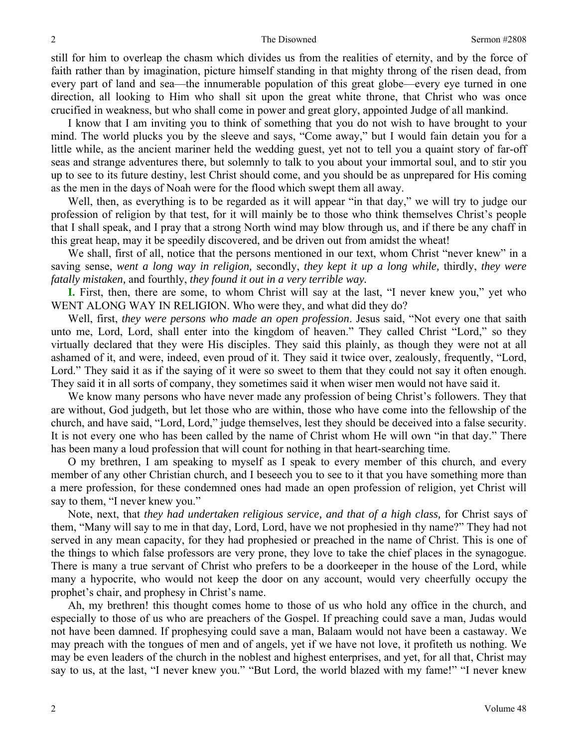still for him to overleap the chasm which divides us from the realities of eternity, and by the force of faith rather than by imagination, picture himself standing in that mighty throng of the risen dead, from every part of land and sea—the innumerable population of this great globe—every eye turned in one direction, all looking to Him who shall sit upon the great white throne, that Christ who was once crucified in weakness, but who shall come in power and great glory, appointed Judge of all mankind.

I know that I am inviting you to think of something that you do not wish to have brought to your mind. The world plucks you by the sleeve and says, "Come away," but I would fain detain you for a little while, as the ancient mariner held the wedding guest, yet not to tell you a quaint story of far-off seas and strange adventures there, but solemnly to talk to you about your immortal soul, and to stir you up to see to its future destiny, lest Christ should come, and you should be as unprepared for His coming as the men in the days of Noah were for the flood which swept them all away.

Well, then, as everything is to be regarded as it will appear "in that day," we will try to judge our profession of religion by that test, for it will mainly be to those who think themselves Christ's people that I shall speak, and I pray that a strong North wind may blow through us, and if there be any chaff in this great heap, may it be speedily discovered, and be driven out from amidst the wheat!

We shall, first of all, notice that the persons mentioned in our text, whom Christ "never knew" in a saving sense, *went a long way in religion,* secondly, *they kept it up a long while,* thirdly, *they were fatally mistaken,* and fourthly, *they found it out in a very terrible way.*

**I.** First, then, there are some, to whom Christ will say at the last, "I never knew you," yet who WENT ALONG WAY IN RELIGION. Who were they, and what did they do?

Well, first, *they were persons who made an open profession*. Jesus said, "Not every one that saith unto me, Lord, Lord, shall enter into the kingdom of heaven." They called Christ "Lord," so they virtually declared that they were His disciples. They said this plainly, as though they were not at all ashamed of it, and were, indeed, even proud of it. They said it twice over, zealously, frequently, "Lord, Lord." They said it as if the saying of it were so sweet to them that they could not say it often enough. They said it in all sorts of company, they sometimes said it when wiser men would not have said it.

We know many persons who have never made any profession of being Christ's followers. They that are without, God judgeth, but let those who are within, those who have come into the fellowship of the church, and have said, "Lord, Lord," judge themselves, lest they should be deceived into a false security. It is not every one who has been called by the name of Christ whom He will own "in that day." There has been many a loud profession that will count for nothing in that heart-searching time.

O my brethren, I am speaking to myself as I speak to every member of this church, and every member of any other Christian church, and I beseech you to see to it that you have something more than a mere profession, for these condemned ones had made an open profession of religion, yet Christ will say to them, "I never knew you."

Note, next, that *they had undertaken religious service, and that of a high class,* for Christ says of them, "Many will say to me in that day, Lord, Lord, have we not prophesied in thy name?" They had not served in any mean capacity, for they had prophesied or preached in the name of Christ. This is one of the things to which false professors are very prone, they love to take the chief places in the synagogue. There is many a true servant of Christ who prefers to be a doorkeeper in the house of the Lord, while many a hypocrite, who would not keep the door on any account, would very cheerfully occupy the prophet's chair, and prophesy in Christ's name.

Ah, my brethren! this thought comes home to those of us who hold any office in the church, and especially to those of us who are preachers of the Gospel. If preaching could save a man, Judas would not have been damned. If prophesying could save a man, Balaam would not have been a castaway. We may preach with the tongues of men and of angels, yet if we have not love, it profiteth us nothing. We may be even leaders of the church in the noblest and highest enterprises, and yet, for all that, Christ may say to us, at the last, "I never knew you." "But Lord, the world blazed with my fame!" "I never knew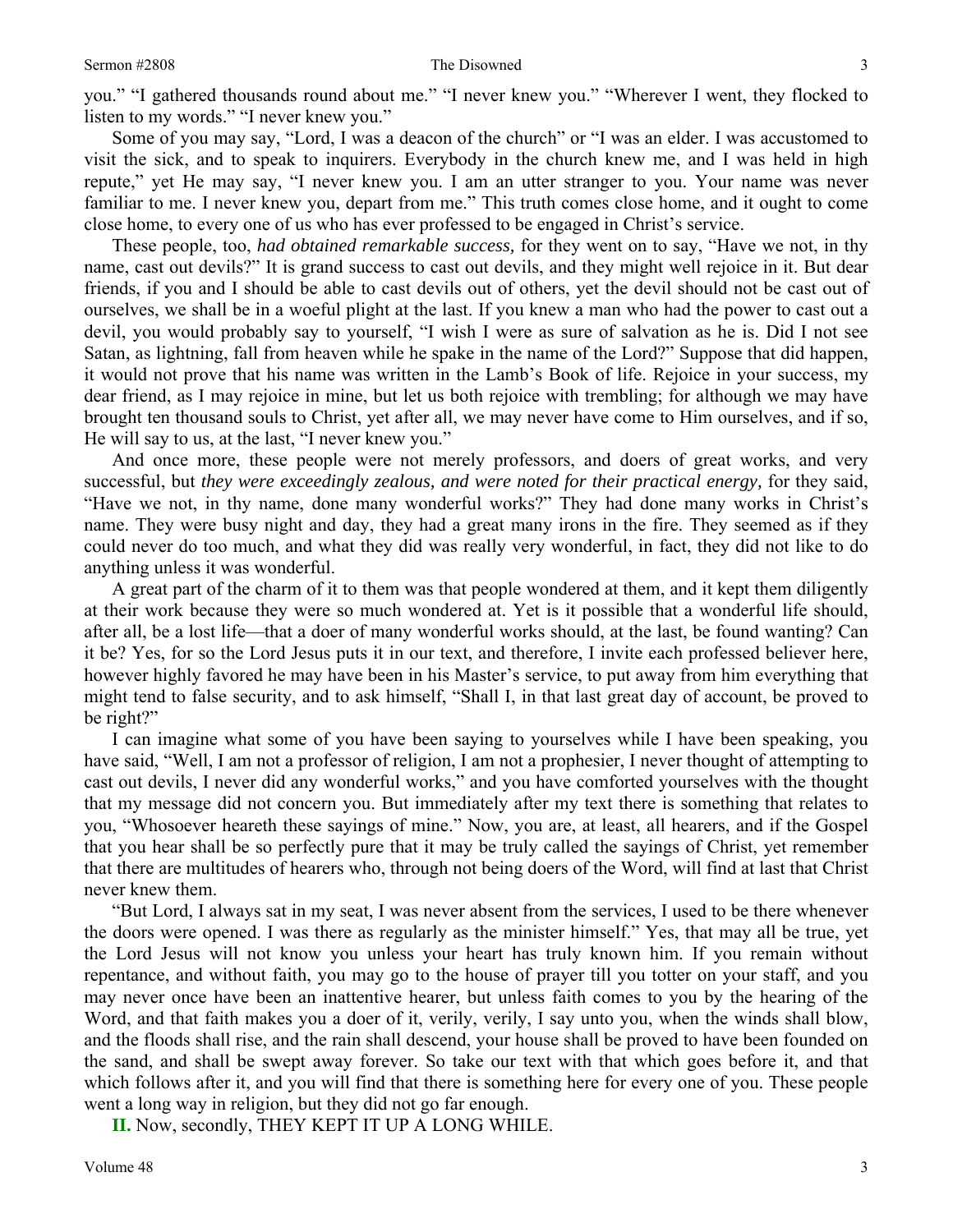you." "I gathered thousands round about me." "I never knew you." "Wherever I went, they flocked to listen to my words." "I never knew you."

Some of you may say, "Lord, I was a deacon of the church" or "I was an elder. I was accustomed to visit the sick, and to speak to inquirers. Everybody in the church knew me, and I was held in high repute," yet He may say, "I never knew you. I am an utter stranger to you. Your name was never familiar to me. I never knew you, depart from me." This truth comes close home, and it ought to come close home, to every one of us who has ever professed to be engaged in Christ's service.

These people, too, *had obtained remarkable success,* for they went on to say, "Have we not, in thy name, cast out devils?" It is grand success to cast out devils, and they might well rejoice in it. But dear friends, if you and I should be able to cast devils out of others, yet the devil should not be cast out of ourselves, we shall be in a woeful plight at the last. If you knew a man who had the power to cast out a devil, you would probably say to yourself, "I wish I were as sure of salvation as he is. Did I not see Satan, as lightning, fall from heaven while he spake in the name of the Lord?" Suppose that did happen, it would not prove that his name was written in the Lamb's Book of life. Rejoice in your success, my dear friend, as I may rejoice in mine, but let us both rejoice with trembling; for although we may have brought ten thousand souls to Christ, yet after all, we may never have come to Him ourselves, and if so, He will say to us, at the last, "I never knew you."

And once more, these people were not merely professors, and doers of great works, and very successful, but *they were exceedingly zealous, and were noted for their practical energy,* for they said, "Have we not, in thy name, done many wonderful works?" They had done many works in Christ's name. They were busy night and day, they had a great many irons in the fire. They seemed as if they could never do too much, and what they did was really very wonderful, in fact, they did not like to do anything unless it was wonderful.

A great part of the charm of it to them was that people wondered at them, and it kept them diligently at their work because they were so much wondered at. Yet is it possible that a wonderful life should, after all, be a lost life—that a doer of many wonderful works should, at the last, be found wanting? Can it be? Yes, for so the Lord Jesus puts it in our text, and therefore, I invite each professed believer here, however highly favored he may have been in his Master's service, to put away from him everything that might tend to false security, and to ask himself, "Shall I, in that last great day of account, be proved to be right?"

I can imagine what some of you have been saying to yourselves while I have been speaking, you have said, "Well, I am not a professor of religion, I am not a prophesier, I never thought of attempting to cast out devils, I never did any wonderful works," and you have comforted yourselves with the thought that my message did not concern you. But immediately after my text there is something that relates to you, "Whosoever heareth these sayings of mine." Now, you are, at least, all hearers, and if the Gospel that you hear shall be so perfectly pure that it may be truly called the sayings of Christ, yet remember that there are multitudes of hearers who, through not being doers of the Word, will find at last that Christ never knew them.

"But Lord, I always sat in my seat, I was never absent from the services, I used to be there whenever the doors were opened. I was there as regularly as the minister himself." Yes, that may all be true, yet the Lord Jesus will not know you unless your heart has truly known him. If you remain without repentance, and without faith, you may go to the house of prayer till you totter on your staff, and you may never once have been an inattentive hearer, but unless faith comes to you by the hearing of the Word, and that faith makes you a doer of it, verily, verily, I say unto you, when the winds shall blow, and the floods shall rise, and the rain shall descend, your house shall be proved to have been founded on the sand, and shall be swept away forever. So take our text with that which goes before it, and that which follows after it, and you will find that there is something here for every one of you. These people went a long way in religion, but they did not go far enough.

**II.** Now, secondly, THEY KEPT IT UP A LONG WHILE.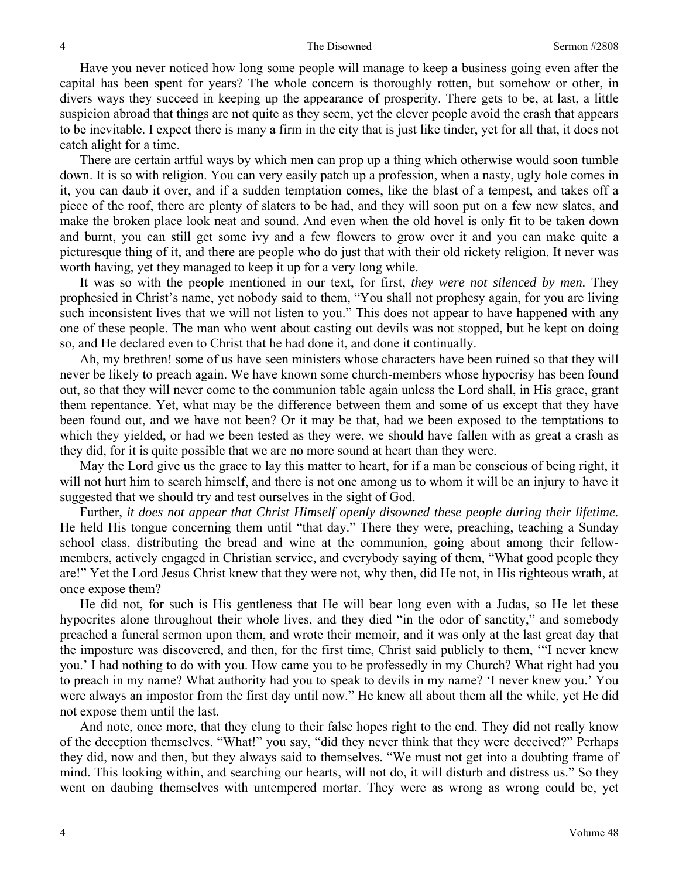Have you never noticed how long some people will manage to keep a business going even after the capital has been spent for years? The whole concern is thoroughly rotten, but somehow or other, in divers ways they succeed in keeping up the appearance of prosperity. There gets to be, at last, a little suspicion abroad that things are not quite as they seem, yet the clever people avoid the crash that appears to be inevitable. I expect there is many a firm in the city that is just like tinder, yet for all that, it does not catch alight for a time.

There are certain artful ways by which men can prop up a thing which otherwise would soon tumble down. It is so with religion. You can very easily patch up a profession, when a nasty, ugly hole comes in it, you can daub it over, and if a sudden temptation comes, like the blast of a tempest, and takes off a piece of the roof, there are plenty of slaters to be had, and they will soon put on a few new slates, and make the broken place look neat and sound. And even when the old hovel is only fit to be taken down and burnt, you can still get some ivy and a few flowers to grow over it and you can make quite a picturesque thing of it, and there are people who do just that with their old rickety religion. It never was worth having, yet they managed to keep it up for a very long while.

It was so with the people mentioned in our text, for first, *they were not silenced by men.* They prophesied in Christ's name, yet nobody said to them, "You shall not prophesy again, for you are living such inconsistent lives that we will not listen to you." This does not appear to have happened with any one of these people. The man who went about casting out devils was not stopped, but he kept on doing so, and He declared even to Christ that he had done it, and done it continually.

Ah, my brethren! some of us have seen ministers whose characters have been ruined so that they will never be likely to preach again. We have known some church-members whose hypocrisy has been found out, so that they will never come to the communion table again unless the Lord shall, in His grace, grant them repentance. Yet, what may be the difference between them and some of us except that they have been found out, and we have not been? Or it may be that, had we been exposed to the temptations to which they yielded, or had we been tested as they were, we should have fallen with as great a crash as they did, for it is quite possible that we are no more sound at heart than they were.

May the Lord give us the grace to lay this matter to heart, for if a man be conscious of being right, it will not hurt him to search himself, and there is not one among us to whom it will be an injury to have it suggested that we should try and test ourselves in the sight of God.

Further, *it does not appear that Christ Himself openly disowned these people during their lifetime.* He held His tongue concerning them until "that day." There they were, preaching, teaching a Sunday school class, distributing the bread and wine at the communion, going about among their fellow-members, actively engaged in Christian service, and everybody saying of them, "What good people they are!" Yet the Lord Jesus Christ knew that they were not, why then, did He not, in His righteous wrath, at once expose them?

He did not, for such is His gentleness that He will bear long even with a Judas, so He let these hypocrites alone throughout their whole lives, and they died "in the odor of sanctity," and somebody preached a funeral sermon upon them, and wrote their memoir, and it was only at the last great day that the imposture was discovered, and then, for the first time, Christ said publicly to them, '"I never knew you.' I had nothing to do with you. How came you to be professedly in my Church? What right had you to preach in my name? What authority had you to speak to devils in my name? 'I never knew you.' You were always an impostor from the first day until now." He knew all about them all the while, yet He did not expose them until the last.

And note, once more, that they clung to their false hopes right to the end. They did not really know of the deception themselves. "What!" you say, "did they never think that they were deceived?" Perhaps they did, now and then, but they always said to themselves. "We must not get into a doubting frame of mind. This looking within, and searching our hearts, will not do, it will disturb and distress us." So they went on daubing themselves with untempered mortar. They were as wrong as wrong could be, yet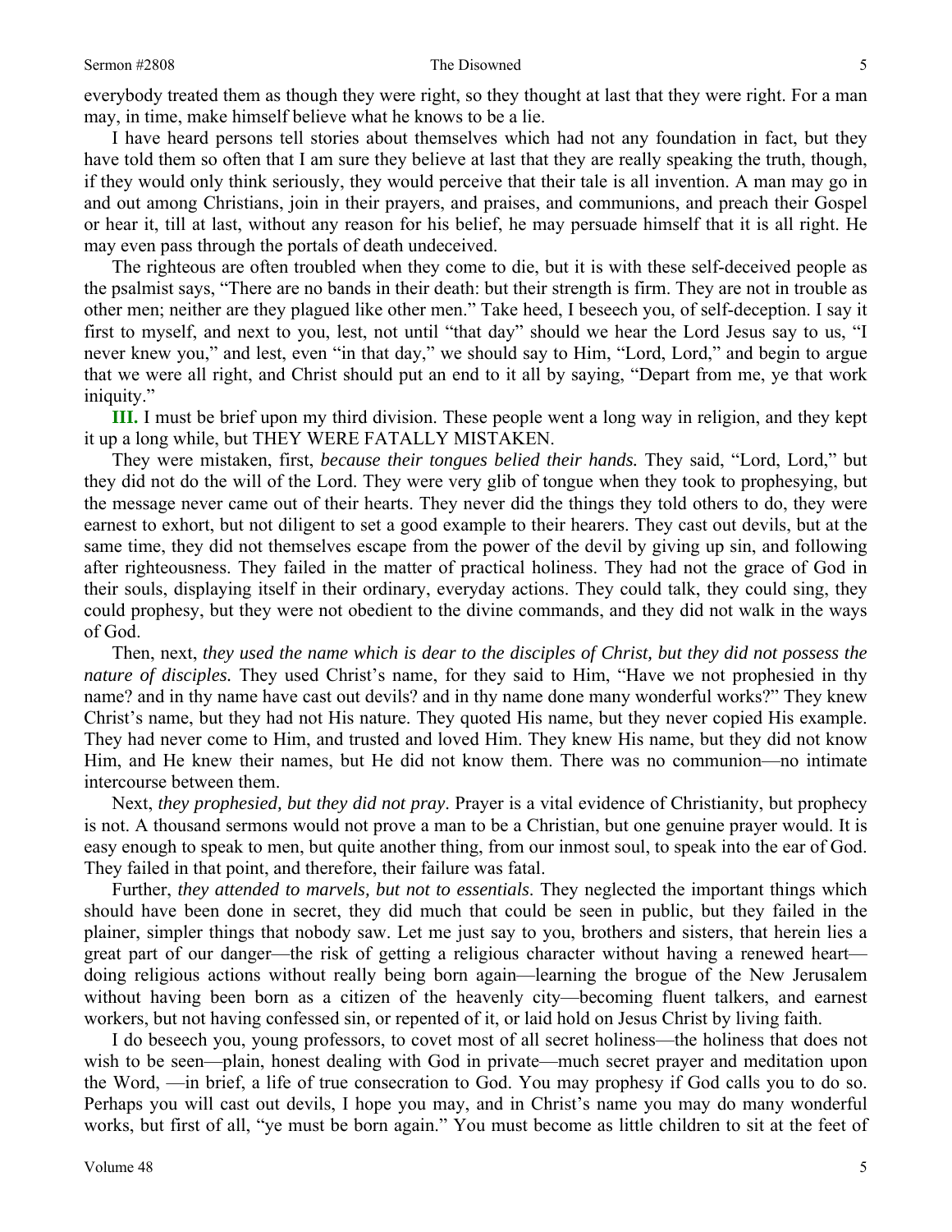everybody treated them as though they were right, so they thought at last that they were right. For a man may, in time, make himself believe what he knows to be a lie.

I have heard persons tell stories about themselves which had not any foundation in fact, but they have told them so often that I am sure they believe at last that they are really speaking the truth, though, if they would only think seriously, they would perceive that their tale is all invention. A man may go in and out among Christians, join in their prayers, and praises, and communions, and preach their Gospel or hear it, till at last, without any reason for his belief, he may persuade himself that it is all right. He may even pass through the portals of death undeceived.

The righteous are often troubled when they come to die, but it is with these self-deceived people as the psalmist says, "There are no bands in their death: but their strength is firm. They are not in trouble as other men; neither are they plagued like other men." Take heed, I beseech you, of self-deception. I say it first to myself, and next to you, lest, not until "that day" should we hear the Lord Jesus say to us, "I never knew you," and lest, even "in that day," we should say to Him, "Lord, Lord," and begin to argue that we were all right, and Christ should put an end to it all by saying, "Depart from me, ye that work iniquity."

**III.** I must be brief upon my third division. These people went a long way in religion, and they kept it up a long while, but THEY WERE FATALLY MISTAKEN.

They were mistaken, first, *because their tongues belied their hands.* They said, "Lord, Lord," but they did not do the will of the Lord. They were very glib of tongue when they took to prophesying, but the message never came out of their hearts. They never did the things they told others to do, they were earnest to exhort, but not diligent to set a good example to their hearers. They cast out devils, but at the same time, they did not themselves escape from the power of the devil by giving up sin, and following after righteousness. They failed in the matter of practical holiness. They had not the grace of God in their souls, displaying itself in their ordinary, everyday actions. They could talk, they could sing, they could prophesy, but they were not obedient to the divine commands, and they did not walk in the ways of God.

Then, next, *they used the name which is dear to the disciples of Christ, but they did not possess the nature of disciples.* They used Christ's name, for they said to Him, "Have we not prophesied in thy name? and in thy name have cast out devils? and in thy name done many wonderful works?" They knew Christ's name, but they had not His nature. They quoted His name, but they never copied His example. They had never come to Him, and trusted and loved Him. They knew His name, but they did not know Him, and He knew their names, but He did not know them. There was no communion—no intimate intercourse between them.

Next, *they prophesied, but they did not pray*. Prayer is a vital evidence of Christianity, but prophecy is not. A thousand sermons would not prove a man to be a Christian, but one genuine prayer would. It is easy enough to speak to men, but quite another thing, from our inmost soul, to speak into the ear of God. They failed in that point, and therefore, their failure was fatal.

Further, *they attended to marvels, but not to essentials*. They neglected the important things which should have been done in secret, they did much that could be seen in public, but they failed in the plainer, simpler things that nobody saw. Let me just say to you, brothers and sisters, that herein lies a great part of our danger—the risk of getting a religious character without having a renewed heart—doing religious actions without really being born again—learning the brogue of the New Jerusalem without having been born as a citizen of the heavenly city—becoming fluent talkers, and earnest workers, but not having confessed sin, or repented of it, or laid hold on Jesus Christ by living faith.

I do beseech you, young professors, to covet most of all secret holiness—the holiness that does not wish to be seen—plain, honest dealing with God in private—much secret prayer and meditation upon the Word, —in brief, a life of true consecration to God. You may prophesy if God calls you to do so. Perhaps you will cast out devils, I hope you may, and in Christ's name you may do many wonderful works, but first of all, "ye must be born again." You must become as little children to sit at the feet of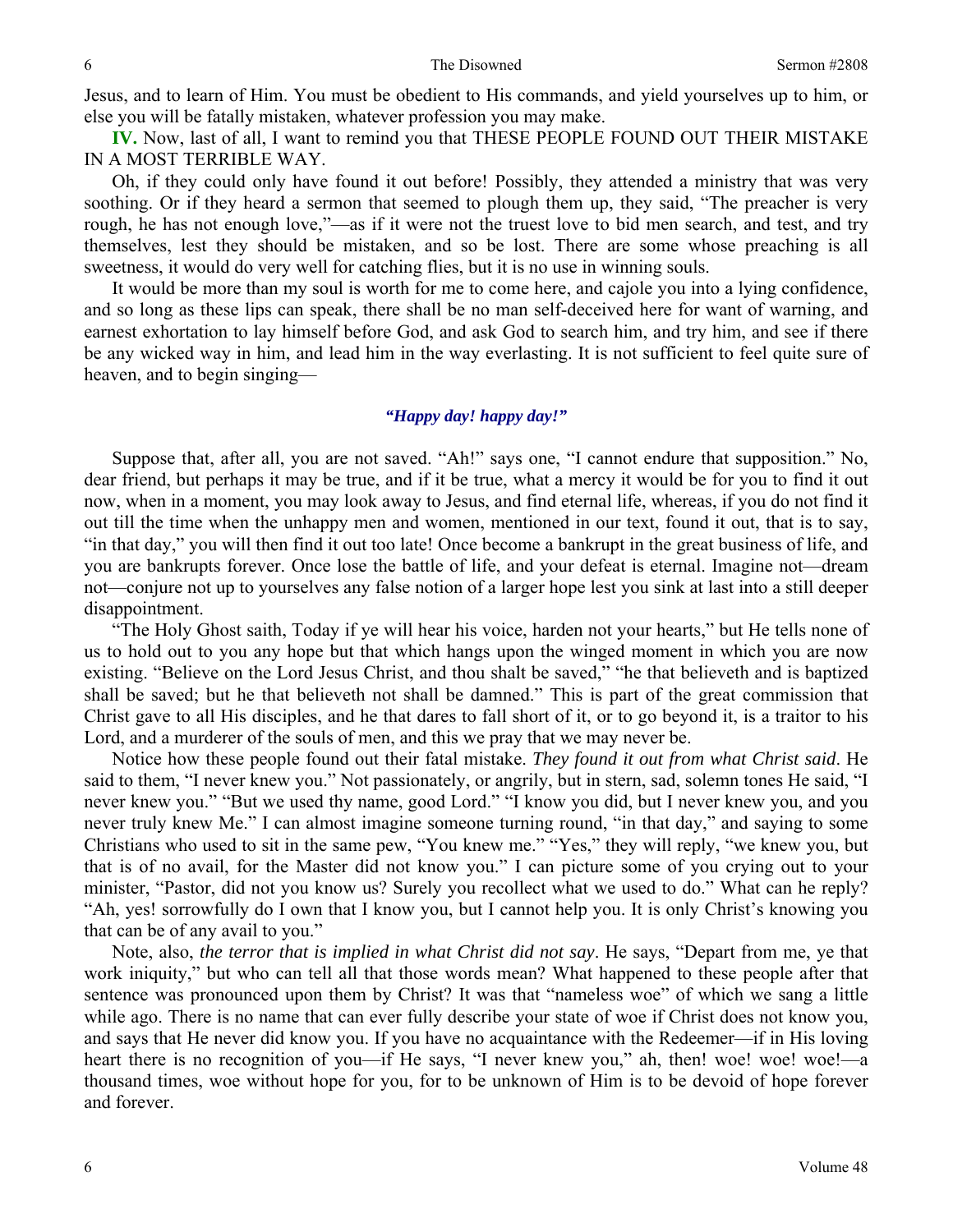Jesus, and to learn of Him. You must be obedient to His commands, and yield yourselves up to him, or else you will be fatally mistaken, whatever profession you may make.

**IV.** Now, last of all, I want to remind you that THESE PEOPLE FOUND OUT THEIR MISTAKE IN A MOST TERRIBLE WAY.

Oh, if they could only have found it out before! Possibly, they attended a ministry that was very soothing. Or if they heard a sermon that seemed to plough them up, they said, "The preacher is very rough, he has not enough love,"—as if it were not the truest love to bid men search, and test, and try themselves, lest they should be mistaken, and so be lost. There are some whose preaching is all sweetness, it would do very well for catching flies, but it is no use in winning souls.

It would be more than my soul is worth for me to come here, and cajole you into a lying confidence, and so long as these lips can speak, there shall be no man self-deceived here for want of warning, and earnest exhortation to lay himself before God, and ask God to search him, and try him, and see if there be any wicked way in him, and lead him in the way everlasting. It is not sufficient to feel quite sure of heaven, and to begin singing—

*"Happy day! happy day!"*

Suppose that, after all, you are not saved. "Ah!" says one, "I cannot endure that supposition." No, dear friend, but perhaps it may be true, and if it be true, what a mercy it would be for you to find it out now, when in a moment, you may look away to Jesus, and find eternal life, whereas, if you do not find it out till the time when the unhappy men and women, mentioned in our text, found it out, that is to say, "in that day," you will then find it out too late! Once become a bankrupt in the great business of life, and you are bankrupts forever. Once lose the battle of life, and your defeat is eternal. Imagine not—dream not—conjure not up to yourselves any false notion of a larger hope lest you sink at last into a still deeper disappointment.

"The Holy Ghost saith, Today if ye will hear his voice, harden not your hearts," but He tells none of us to hold out to you any hope but that which hangs upon the winged moment in which you are now existing. "Believe on the Lord Jesus Christ, and thou shalt be saved," "he that believeth and is baptized shall be saved; but he that believeth not shall be damned." This is part of the great commission that Christ gave to all His disciples, and he that dares to fall short of it, or to go beyond it, is a traitor to his Lord, and a murderer of the souls of men, and this we pray that we may never be.

Notice how these people found out their fatal mistake. *They found it out from what Christ said*. He said to them, "I never knew you." Not passionately, or angrily, but in stern, sad, solemn tones He said, "I never knew you." "But we used thy name, good Lord." "I know you did, but I never knew you, and you never truly knew Me." I can almost imagine someone turning round, "in that day," and saying to some Christians who used to sit in the same pew, "You knew me." "Yes," they will reply, "we knew you, but that is of no avail, for the Master did not know you." I can picture some of you crying out to your minister, "Pastor, did not you know us? Surely you recollect what we used to do." What can he reply? "Ah, yes! sorrowfully do I own that I know you, but I cannot help you. It is only Christ's knowing you that can be of any avail to you."

Note, also, *the terror that is implied in what Christ did not say*. He says, "Depart from me, ye that work iniquity," but who can tell all that those words mean? What happened to these people after that sentence was pronounced upon them by Christ? It was that "nameless woe" of which we sang a little while ago. There is no name that can ever fully describe your state of woe if Christ does not know you, and says that He never did know you. If you have no acquaintance with the Redeemer—if in His loving heart there is no recognition of you—if He says, "I never knew you," ah, then! woe! woe! woe!—a thousand times, woe without hope for you, for to be unknown of Him is to be devoid of hope forever and forever.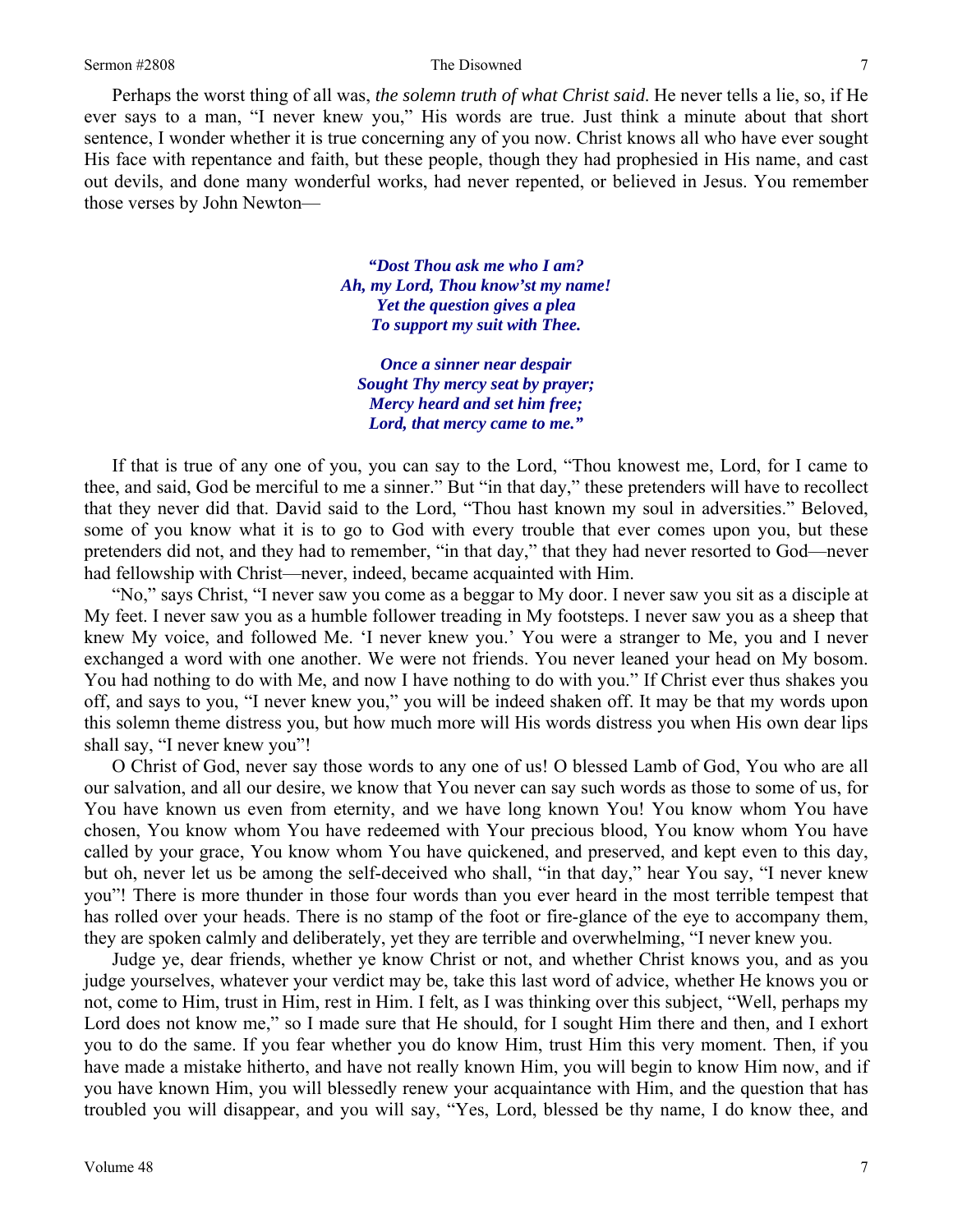Perhaps the worst thing of all was, *the solemn truth of what Christ said*. He never tells a lie, so, if He ever says to a man, "I never knew you," His words are true. Just think a minute about that short sentence, I wonder whether it is true concerning any of you now. Christ knows all who have ever sought His face with repentance and faith, but these people, though they had prophesied in His name, and cast out devils, and done many wonderful works, had never repented, or believed in Jesus. You remember those verses by John Newton—

> ***"Dost Thou ask me who I am?***
> ***Ah, my Lord, Thou know'st my name!***
> ***Yet the question gives a plea***
> ***To support my suit with Thee.***
>
> ***Once a sinner near despair***
> ***Sought Thy mercy seat by prayer;***
> ***Mercy heard and set him free;***
> ***Lord, that mercy came to me."***

If that is true of any one of you, you can say to the Lord, "Thou knowest me, Lord, for I came to thee, and said, God be merciful to me a sinner." But "in that day," these pretenders will have to recollect that they never did that. David said to the Lord, "Thou hast known my soul in adversities." Beloved, some of you know what it is to go to God with every trouble that ever comes upon you, but these pretenders did not, and they had to remember, "in that day," that they had never resorted to God—never had fellowship with Christ—never, indeed, became acquainted with Him.

"No," says Christ, "I never saw you come as a beggar to My door. I never saw you sit as a disciple at My feet. I never saw you as a humble follower treading in My footsteps. I never saw you as a sheep that knew My voice, and followed Me. 'I never knew you.' You were a stranger to Me, you and I never exchanged a word with one another. We were not friends. You never leaned your head on My bosom. You had nothing to do with Me, and now I have nothing to do with you." If Christ ever thus shakes you off, and says to you, "I never knew you," you will be indeed shaken off. It may be that my words upon this solemn theme distress you, but how much more will His words distress you when His own dear lips shall say, "I never knew you"!

O Christ of God, never say those words to any one of us! O blessed Lamb of God, You who are all our salvation, and all our desire, we know that You never can say such words as those to some of us, for You have known us even from eternity, and we have long known You! You know whom You have chosen, You know whom You have redeemed with Your precious blood, You know whom You have called by your grace, You know whom You have quickened, and preserved, and kept even to this day, but oh, never let us be among the self-deceived who shall, "in that day," hear You say, "I never knew you"! There is more thunder in those four words than you ever heard in the most terrible tempest that has rolled over your heads. There is no stamp of the foot or fire-glance of the eye to accompany them, they are spoken calmly and deliberately, yet they are terrible and overwhelming, "I never knew you.

Judge ye, dear friends, whether ye know Christ or not, and whether Christ knows you, and as you judge yourselves, whatever your verdict may be, take this last word of advice, whether He knows you or not, come to Him, trust in Him, rest in Him. I felt, as I was thinking over this subject, "Well, perhaps my Lord does not know me," so I made sure that He should, for I sought Him there and then, and I exhort you to do the same. If you fear whether you do know Him, trust Him this very moment. Then, if you have made a mistake hitherto, and have not really known Him, you will begin to know Him now, and if you have known Him, you will blessedly renew your acquaintance with Him, and the question that has troubled you will disappear, and you will say, "Yes, Lord, blessed be thy name, I do know thee, and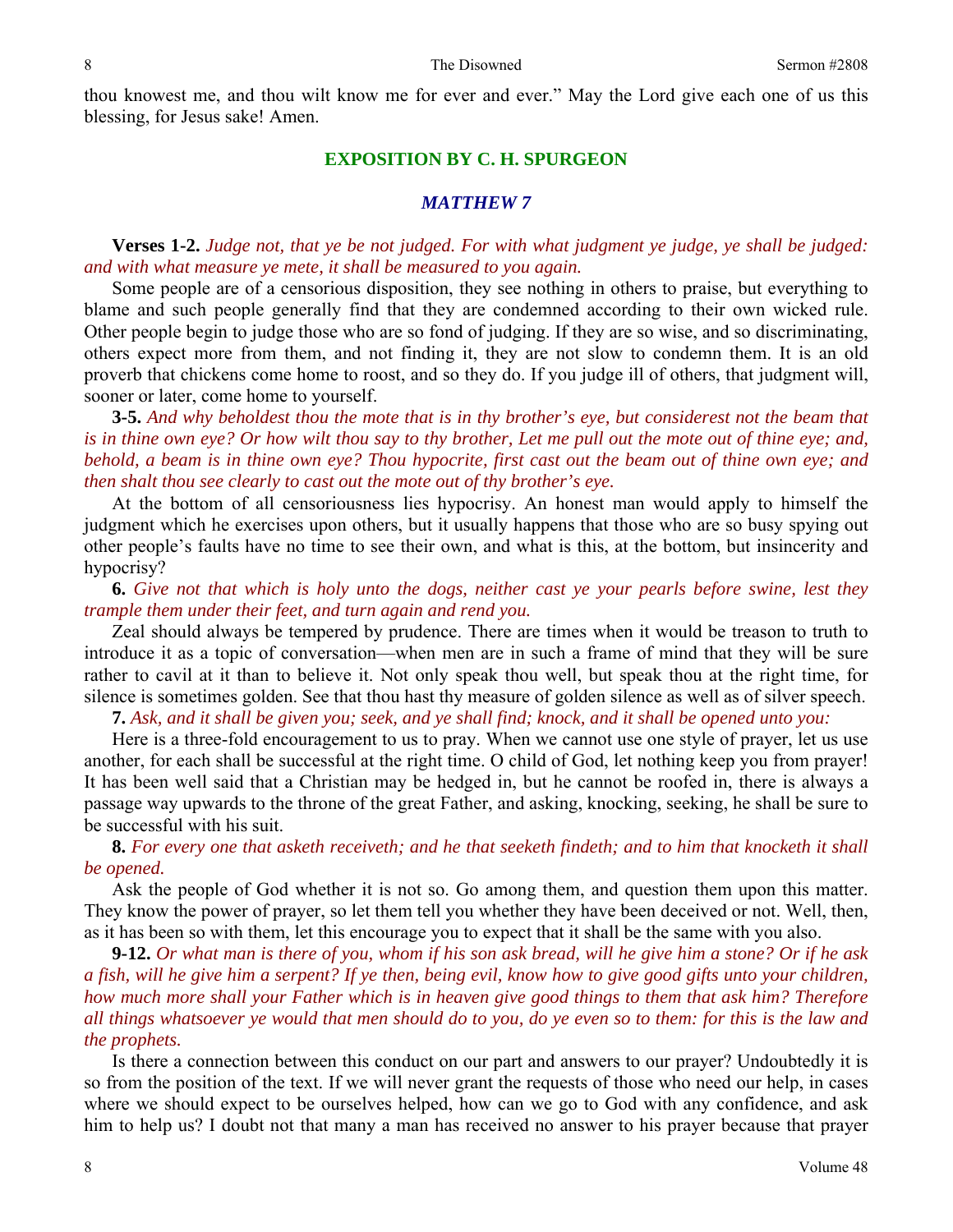thou knowest me, and thou wilt know me for ever and ever." May the Lord give each one of us this blessing, for Jesus sake! Amen.

## EXPOSITION BY C. H. SPURGEON

### *MATTHEW 7*

**Verses 1-2.** *Judge not, that ye be not judged. For with what judgment ye judge, ye shall be judged: and with what measure ye mete, it shall be measured to you again.*

Some people are of a censorious disposition, they see nothing in others to praise, but everything to blame and such people generally find that they are condemned according to their own wicked rule. Other people begin to judge those who are so fond of judging. If they are so wise, and so discriminating, others expect more from them, and not finding it, they are not slow to condemn them. It is an old proverb that chickens come home to roost, and so they do. If you judge ill of others, that judgment will, sooner or later, come home to yourself.

**3-5.** *And why beholdest thou the mote that is in thy brother's eye, but considerest not the beam that is in thine own eye? Or how wilt thou say to thy brother, Let me pull out the mote out of thine eye; and, behold, a beam is in thine own eye? Thou hypocrite, first cast out the beam out of thine own eye; and then shalt thou see clearly to cast out the mote out of thy brother's eye.*

At the bottom of all censoriousness lies hypocrisy. An honest man would apply to himself the judgment which he exercises upon others, but it usually happens that those who are so busy spying out other people's faults have no time to see their own, and what is this, at the bottom, but insincerity and hypocrisy?

**6.** *Give not that which is holy unto the dogs, neither cast ye your pearls before swine, lest they trample them under their feet, and turn again and rend you.*

Zeal should always be tempered by prudence. There are times when it would be treason to truth to introduce it as a topic of conversation—when men are in such a frame of mind that they will be sure rather to cavil at it than to believe it. Not only speak thou well, but speak thou at the right time, for silence is sometimes golden. See that thou hast thy measure of golden silence as well as of silver speech.

**7.** *Ask, and it shall be given you; seek, and ye shall find; knock, and it shall be opened unto you:*

Here is a three-fold encouragement to us to pray. When we cannot use one style of prayer, let us use another, for each shall be successful at the right time. O child of God, let nothing keep you from prayer! It has been well said that a Christian may be hedged in, but he cannot be roofed in, there is always a passage way upwards to the throne of the great Father, and asking, knocking, seeking, he shall be sure to be successful with his suit.

**8.** *For every one that asketh receiveth; and he that seeketh findeth; and to him that knocketh it shall be opened.*

Ask the people of God whether it is not so. Go among them, and question them upon this matter. They know the power of prayer, so let them tell you whether they have been deceived or not. Well, then, as it has been so with them, let this encourage you to expect that it shall be the same with you also.

**9-12.** *Or what man is there of you, whom if his son ask bread, will he give him a stone? Or if he ask a fish, will he give him a serpent? If ye then, being evil, know how to give good gifts unto your children, how much more shall your Father which is in heaven give good things to them that ask him? Therefore all things whatsoever ye would that men should do to you, do ye even so to them: for this is the law and the prophets.*

Is there a connection between this conduct on our part and answers to our prayer? Undoubtedly it is so from the position of the text. If we will never grant the requests of those who need our help, in cases where we should expect to be ourselves helped, how can we go to God with any confidence, and ask him to help us? I doubt not that many a man has received no answer to his prayer because that prayer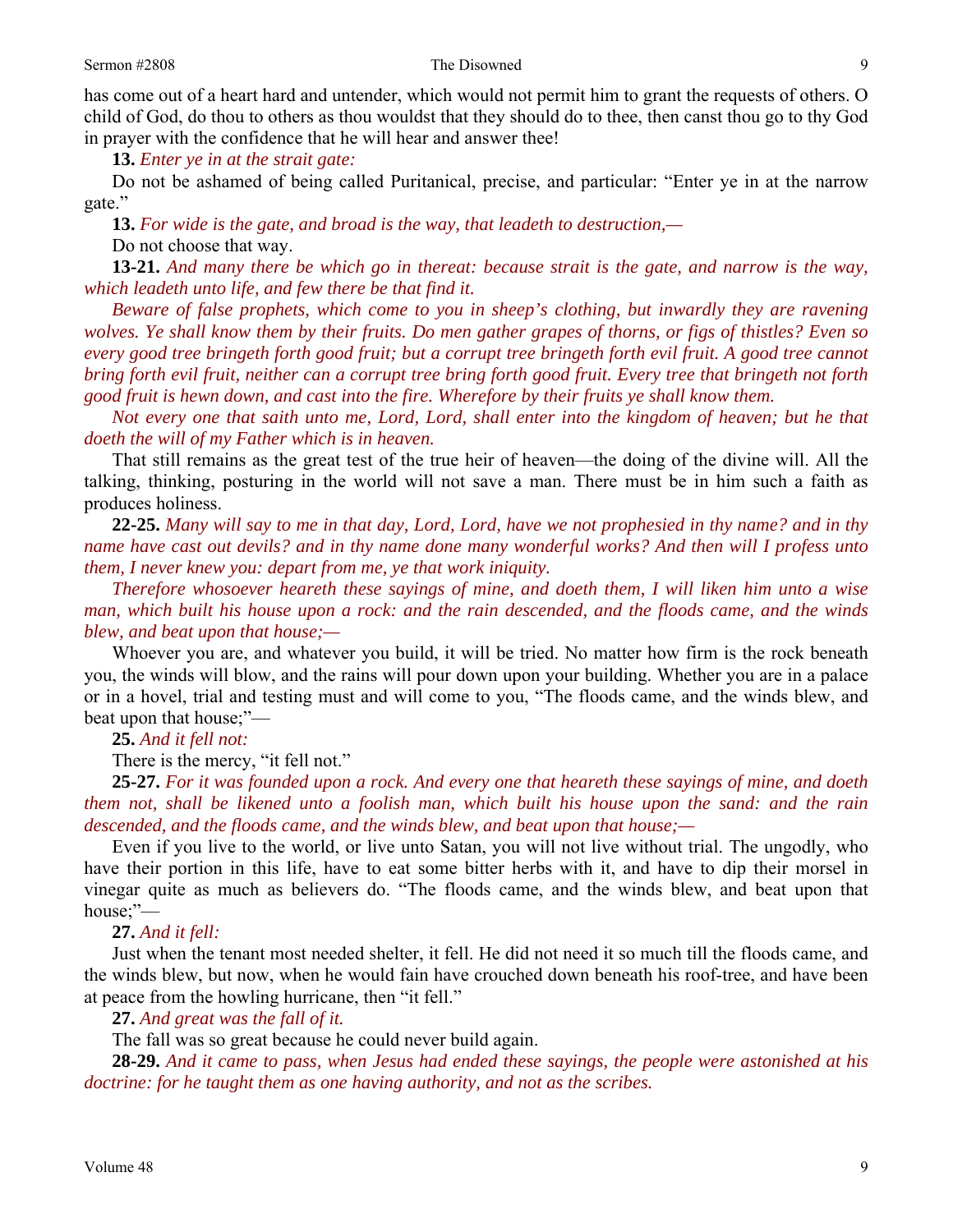has come out of a heart hard and untender, which would not permit him to grant the requests of others. O child of God, do thou to others as thou wouldst that they should do to thee, then canst thou go to thy God in prayer with the confidence that he will hear and answer thee!

**13.** *Enter ye in at the strait gate:*

Do not be ashamed of being called Puritanical, precise, and particular: "Enter ye in at the narrow gate."

**13.** *For wide is the gate, and broad is the way, that leadeth to destruction,—*

Do not choose that way.

**13-21.** *And many there be which go in thereat: because strait is the gate, and narrow is the way, which leadeth unto life, and few there be that find it.*

*Beware of false prophets, which come to you in sheep's clothing, but inwardly they are ravening wolves. Ye shall know them by their fruits. Do men gather grapes of thorns, or figs of thistles? Even so every good tree bringeth forth good fruit; but a corrupt tree bringeth forth evil fruit. A good tree cannot bring forth evil fruit, neither can a corrupt tree bring forth good fruit. Every tree that bringeth not forth good fruit is hewn down, and cast into the fire. Wherefore by their fruits ye shall know them.*

*Not every one that saith unto me, Lord, Lord, shall enter into the kingdom of heaven; but he that doeth the will of my Father which is in heaven.*

That still remains as the great test of the true heir of heaven—the doing of the divine will. All the talking, thinking, posturing in the world will not save a man. There must be in him such a faith as produces holiness.

**22-25.** *Many will say to me in that day, Lord, Lord, have we not prophesied in thy name? and in thy name have cast out devils? and in thy name done many wonderful works? And then will I profess unto them, I never knew you: depart from me, ye that work iniquity.*

*Therefore whosoever heareth these sayings of mine, and doeth them, I will liken him unto a wise man, which built his house upon a rock: and the rain descended, and the floods came, and the winds blew, and beat upon that house;—*

Whoever you are, and whatever you build, it will be tried. No matter how firm is the rock beneath you, the winds will blow, and the rains will pour down upon your building. Whether you are in a palace or in a hovel, trial and testing must and will come to you, "The floods came, and the winds blew, and beat upon that house;"—

**25.** *And it fell not:*

There is the mercy, "it fell not."

**25-27.** *For it was founded upon a rock. And every one that heareth these sayings of mine, and doeth them not, shall be likened unto a foolish man, which built his house upon the sand: and the rain descended, and the floods came, and the winds blew, and beat upon that house;—*

Even if you live to the world, or live unto Satan, you will not live without trial. The ungodly, who have their portion in this life, have to eat some bitter herbs with it, and have to dip their morsel in vinegar quite as much as believers do. "The floods came, and the winds blew, and beat upon that house;"—

**27.** *And it fell:*

Just when the tenant most needed shelter, it fell. He did not need it so much till the floods came, and the winds blew, but now, when he would fain have crouched down beneath his roof-tree, and have been at peace from the howling hurricane, then "it fell."

**27.** *And great was the fall of it.*

The fall was so great because he could never build again.

**28-29.** *And it came to pass, when Jesus had ended these sayings, the people were astonished at his doctrine: for he taught them as one having authority, and not as the scribes.*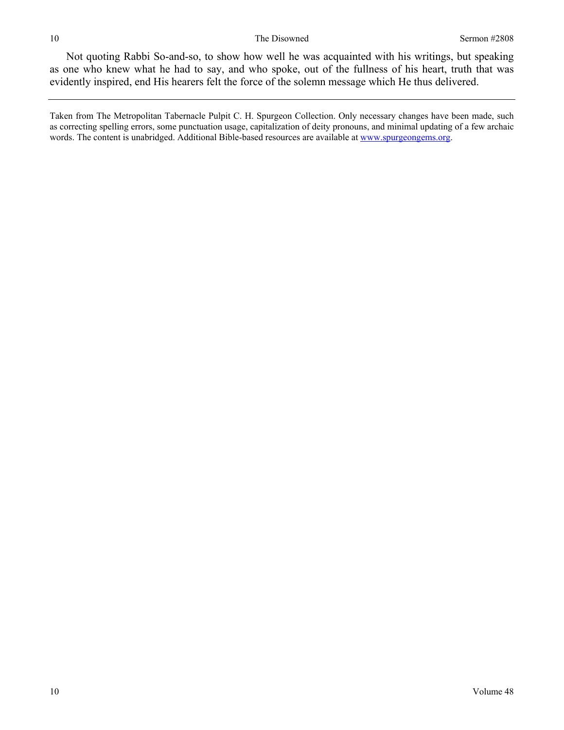Not quoting Rabbi So-and-so, to show how well he was acquainted with his writings, but speaking as one who knew what he had to say, and who spoke, out of the fullness of his heart, truth that was evidently inspired, end His hearers felt the force of the solemn message which He thus delivered.

---

Taken from The Metropolitan Tabernacle Pulpit C. H. Spurgeon Collection. Only necessary changes have been made, such as correcting spelling errors, some punctuation usage, capitalization of deity pronouns, and minimal updating of a few archaic words. The content is unabridged. Additional Bible-based resources are available at www.spurgeongems.org.